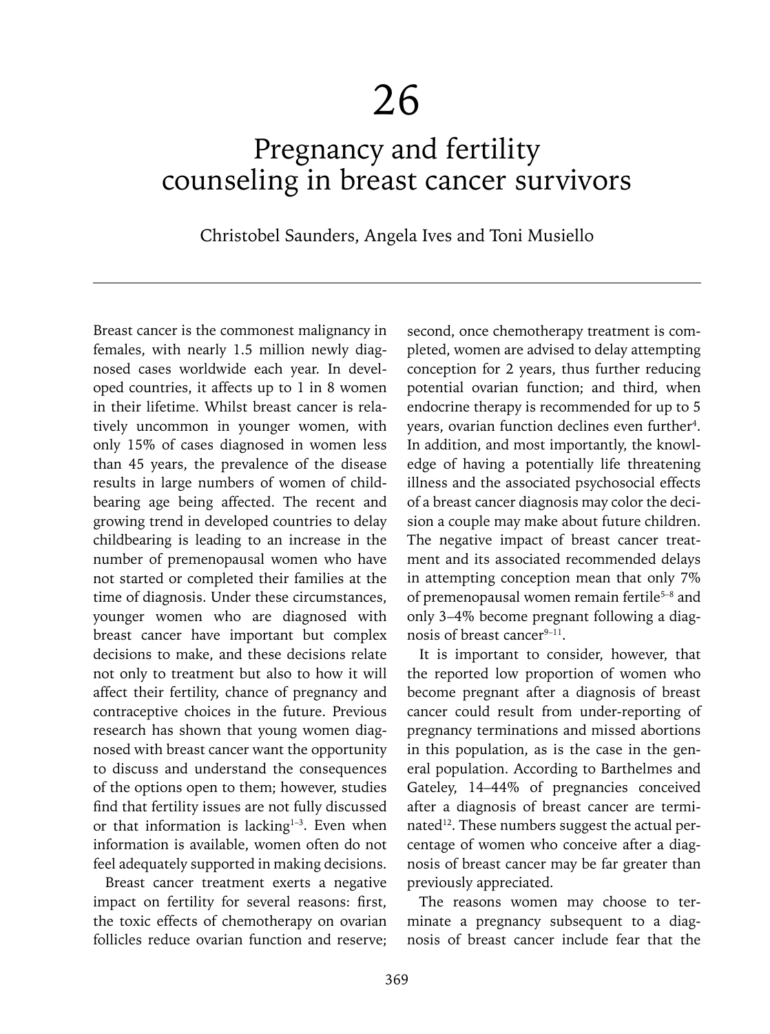# 26

# Pregnancy and fertility counseling in breast cancer survivors

Christobel Saunders, Angela Ives and Toni Musiello

Breast cancer is the commonest malignancy in females, with nearly 1.5 million newly diagnosed cases worldwide each year. In developed countries, it affects up to 1 in 8 women in their lifetime. Whilst breast cancer is relatively uncommon in younger women, with only 15% of cases diagnosed in women less than 45 years, the prevalence of the disease results in large numbers of women of childbearing age being affected. The recent and growing trend in developed countries to delay childbearing is leading to an increase in the number of premenopausal women who have not started or completed their families at the time of diagnosis. Under these circumstances, younger women who are diagnosed with breast cancer have important but complex decisions to make, and these decisions relate not only to treatment but also to how it will affect their fertility, chance of pregnancy and contraceptive choices in the future. Previous research has shown that young women diagnosed with breast cancer want the opportunity to discuss and understand the consequences of the options open to them; however, studies find that fertility issues are not fully discussed or that information is lacking[1–3]. Even when information is available, women often do not feel adequately supported in making decisions.

Breast cancer treatment exerts a negative impact on fertility for several reasons: first, the toxic effects of chemotherapy on ovarian follicles reduce ovarian function and reserve; second, once chemotherapy treatment is completed, women are advised to delay attempting conception for 2 years, thus further reducing potential ovarian function; and third, when endocrine therapy is recommended for up to 5 years, ovarian function declines even further[4]. In addition, and most importantly, the knowledge of having a potentially life threatening illness and the associated psychosocial effects of a breast cancer diagnosis may color the decision a couple may make about future children. The negative impact of breast cancer treatment and its associated recommended delays in attempting conception mean that only 7% of premenopausal women remain fertile[5–8] and only 3–4% become pregnant following a diagnosis of breast cancer[9–11].

It is important to consider, however, that the reported low proportion of women who become pregnant after a diagnosis of breast cancer could result from under-reporting of pregnancy terminations and missed abortions in this population, as is the case in the general population. According to Barthelmes and Gateley, 14–44% of pregnancies conceived after a diagnosis of breast cancer are terminated[12]. These numbers suggest the actual percentage of women who conceive after a diagnosis of breast cancer may be far greater than previously appreciated.

The reasons women may choose to terminate a pregnancy subsequent to a diagnosis of breast cancer include fear that the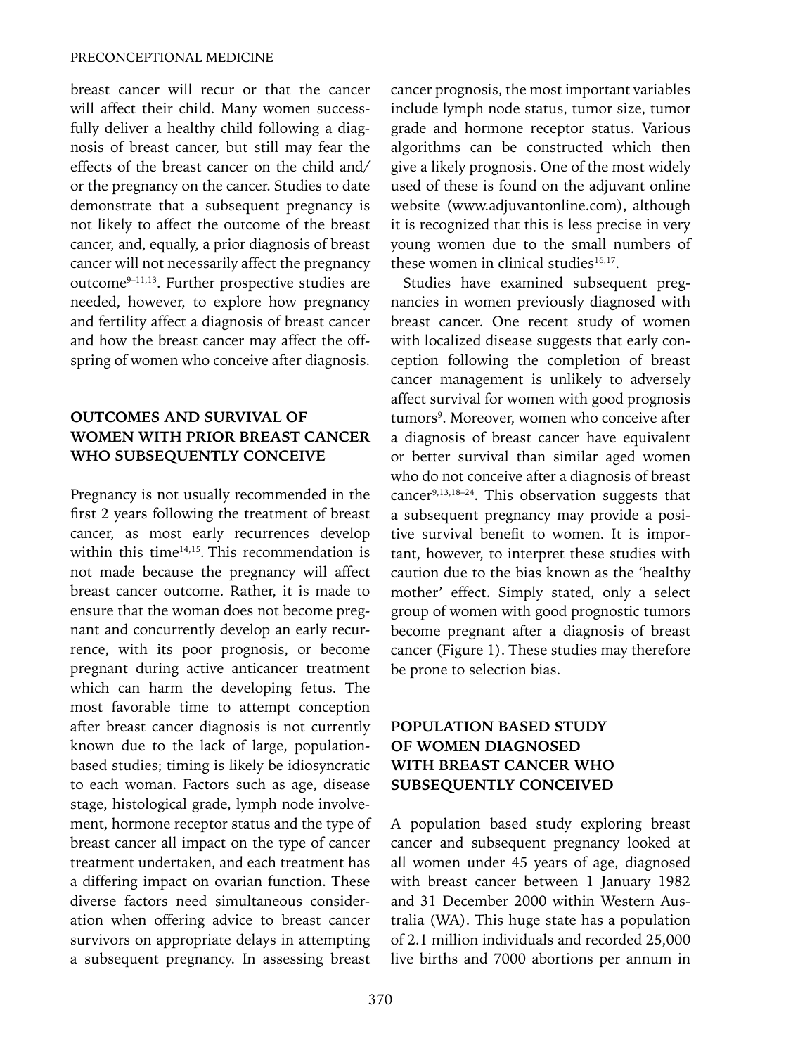breast cancer will recur or that the cancer will affect their child. Many women successfully deliver a healthy child following a diagnosis of breast cancer, but still may fear the effects of the breast cancer on the child and/or the pregnancy on the cancer. Studies to date demonstrate that a subsequent pregnancy is not likely to affect the outcome of the breast cancer, and, equally, a prior diagnosis of breast cancer will not necessarily affect the pregnancy outcome[9–11,13]. Further prospective studies are needed, however, to explore how pregnancy and fertility affect a diagnosis of breast cancer and how the breast cancer may affect the offspring of women who conceive after diagnosis.

## OUTCOMES AND SURVIVAL OF WOMEN WITH PRIOR BREAST CANCER WHO SUBSEQUENTLY CONCEIVE

Pregnancy is not usually recommended in the first 2 years following the treatment of breast cancer, as most early recurrences develop within this time[14,15]. This recommendation is not made because the pregnancy will affect breast cancer outcome. Rather, it is made to ensure that the woman does not become pregnant and concurrently develop an early recurrence, with its poor prognosis, or become pregnant during active anticancer treatment which can harm the developing fetus. The most favorable time to attempt conception after breast cancer diagnosis is not currently known due to the lack of large, population-based studies; timing is likely be idiosyncratic to each woman. Factors such as age, disease stage, histological grade, lymph node involvement, hormone receptor status and the type of breast cancer all impact on the type of cancer treatment undertaken, and each treatment has a differing impact on ovarian function. These diverse factors need simultaneous consideration when offering advice to breast cancer survivors on appropriate delays in attempting a subsequent pregnancy. In assessing breast cancer prognosis, the most important variables include lymph node status, tumor size, tumor grade and hormone receptor status. Various algorithms can be constructed which then give a likely prognosis. One of the most widely used of these is found on the adjuvant online website (www.adjuvantonline.com), although it is recognized that this is less precise in very young women due to the small numbers of these women in clinical studies[16,17].

Studies have examined subsequent pregnancies in women previously diagnosed with breast cancer. One recent study of women with localized disease suggests that early conception following the completion of breast cancer management is unlikely to adversely affect survival for women with good prognosis tumors[9]. Moreover, women who conceive after a diagnosis of breast cancer have equivalent or better survival than similar aged women who do not conceive after a diagnosis of breast cancer[9,13,18–24]. This observation suggests that a subsequent pregnancy may provide a positive survival benefit to women. It is important, however, to interpret these studies with caution due to the bias known as the 'healthy mother' effect. Simply stated, only a select group of women with good prognostic tumors become pregnant after a diagnosis of breast cancer (Figure 1). These studies may therefore be prone to selection bias.

## POPULATION BASED STUDY OF WOMEN DIAGNOSED WITH BREAST CANCER WHO SUBSEQUENTLY CONCEIVED

A population based study exploring breast cancer and subsequent pregnancy looked at all women under 45 years of age, diagnosed with breast cancer between 1 January 1982 and 31 December 2000 within Western Australia (WA). This huge state has a population of 2.1 million individuals and recorded 25,000 live births and 7000 abortions per annum in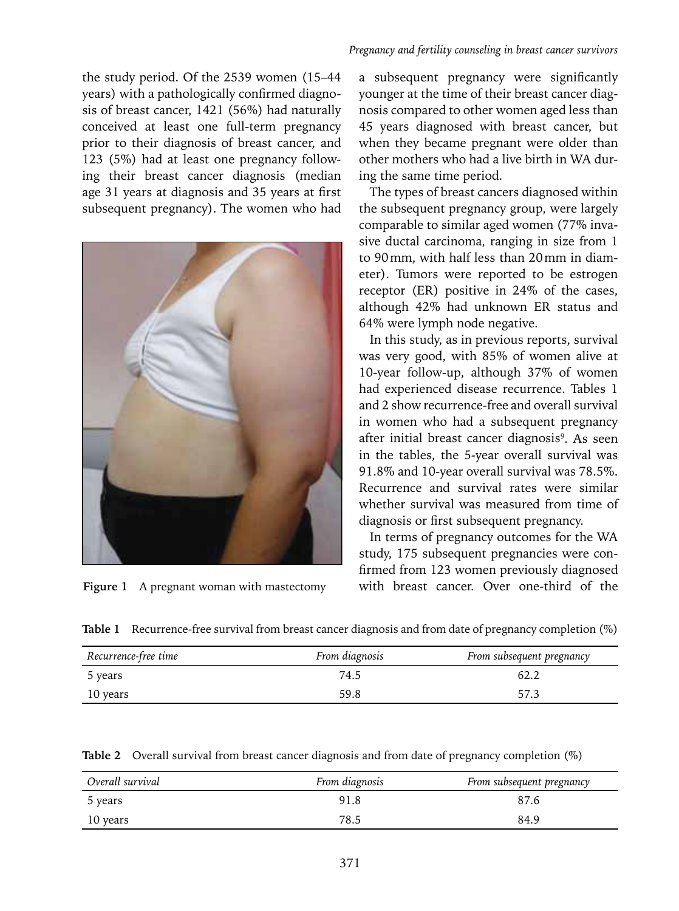the study period. Of the 2539 women (15–44 years) with a pathologically confirmed diagnosis of breast cancer, 1421 (56%) had naturally conceived at least one full-term pregnancy prior to their diagnosis of breast cancer, and 123 (5%) had at least one pregnancy following their breast cancer diagnosis (median age 31 years at diagnosis and 35 years at first subsequent pregnancy). The women who had a subsequent pregnancy were significantly younger at the time of their breast cancer diagnosis compared to other women aged less than 45 years diagnosed with breast cancer, but when they became pregnant were older than other mothers who had a live birth in WA during the same time period.

Figure 1 A pregnant woman with mastectomy

The types of breast cancers diagnosed within the subsequent pregnancy group, were largely comparable to similar aged women (77% invasive ductal carcinoma, ranging in size from 1 to 90 mm, with half less than 20 mm in diameter). Tumors were reported to be estrogen receptor (ER) positive in 24% of the cases, although 42% had unknown ER status and 64% were lymph node negative.

In this study, as in previous reports, survival was very good, with 85% of women alive at 10-year follow-up, although 37% of women had experienced disease recurrence. Tables 1 and 2 show recurrence-free and overall survival in women who had a subsequent pregnancy after initial breast cancer diagnosis[9]. As seen in the tables, the 5-year overall survival was 91.8% and 10-year overall survival was 78.5%. Recurrence and survival rates were similar whether survival was measured from time of diagnosis or first subsequent pregnancy.

In terms of pregnancy outcomes for the WA study, 175 subsequent pregnancies were confirmed from 123 women previously diagnosed with breast cancer. Over one-third of the

**Table 1** Recurrence-free survival from breast cancer diagnosis and from date of pregnancy completion (%)

| *Recurrence-free time* | *From diagnosis* | *From subsequent pregnancy* |
|---|---|---|
| 5 years | 74.5 | 62.2 |
| 10 years | 59.8 | 57.3 |

**Table 2** Overall survival from breast cancer diagnosis and from date of pregnancy completion (%)

| *Overall survival* | *From diagnosis* | *From subsequent pregnancy* |
|---|---|---|
| 5 years | 91.8 | 87.6 |
| 10 years | 78.5 | 84.9 |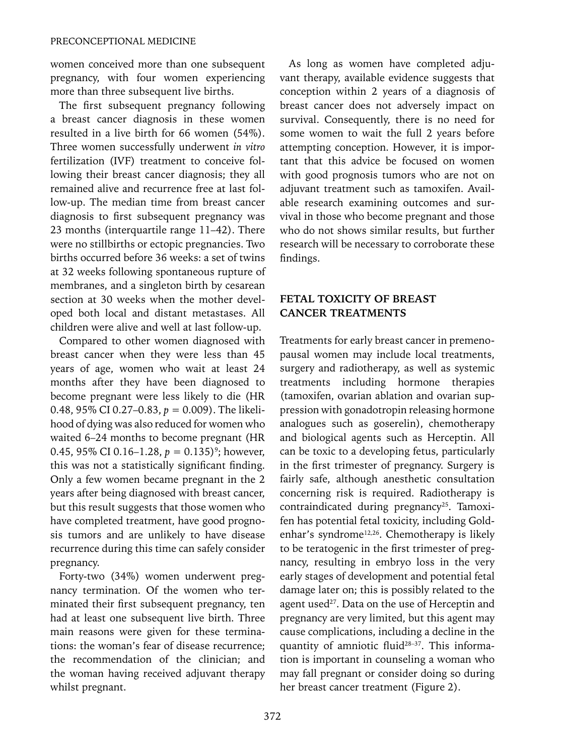women conceived more than one subsequent pregnancy, with four women experiencing more than three subsequent live births.

The first subsequent pregnancy following a breast cancer diagnosis in these women resulted in a live birth for 66 women (54%). Three women successfully underwent *in vitro* fertilization (IVF) treatment to conceive following their breast cancer diagnosis; they all remained alive and recurrence free at last follow-up. The median time from breast cancer diagnosis to first subsequent pregnancy was 23 months (interquartile range 11–42). There were no stillbirths or ectopic pregnancies. Two births occurred before 36 weeks: a set of twins at 32 weeks following spontaneous rupture of membranes, and a singleton birth by cesarean section at 30 weeks when the mother developed both local and distant metastases. All children were alive and well at last follow-up.

Compared to other women diagnosed with breast cancer when they were less than 45 years of age, women who wait at least 24 months after they have been diagnosed to become pregnant were less likely to die (HR 0.48, 95% CI 0.27–0.83, $p = 0.009$). The likelihood of dying was also reduced for women who waited 6–24 months to become pregnant (HR 0.45, 95% CI 0.16–1.28, $p = 0.135$)[9]; however, this was not a statistically significant finding. Only a few women became pregnant in the 2 years after being diagnosed with breast cancer, but this result suggests that those women who have completed treatment, have good prognosis tumors and are unlikely to have disease recurrence during this time can safely consider pregnancy.

Forty-two (34%) women underwent pregnancy termination. Of the women who terminated their first subsequent pregnancy, ten had at least one subsequent live birth. Three main reasons were given for these terminations: the woman's fear of disease recurrence; the recommendation of the clinician; and the woman having received adjuvant therapy whilst pregnant.

As long as women have completed adjuvant therapy, available evidence suggests that conception within 2 years of a diagnosis of breast cancer does not adversely impact on survival. Consequently, there is no need for some women to wait the full 2 years before attempting conception. However, it is important that this advice be focused on women with good prognosis tumors who are not on adjuvant treatment such as tamoxifen. Available research examining outcomes and survival in those who become pregnant and those who do not shows similar results, but further research will be necessary to corroborate these findings.

## FETAL TOXICITY OF BREAST CANCER TREATMENTS

Treatments for early breast cancer in premenopausal women may include local treatments, surgery and radiotherapy, as well as systemic treatments including hormone therapies (tamoxifen, ovarian ablation and ovarian suppression with gonadotropin releasing hormone analogues such as goserelin), chemotherapy and biological agents such as Herceptin. All can be toxic to a developing fetus, particularly in the first trimester of pregnancy. Surgery is fairly safe, although anesthetic consultation concerning risk is required. Radiotherapy is contraindicated during pregnancy[25]. Tamoxifen has potential fetal toxicity, including Goldenhar's syndrome[12,26]. Chemotherapy is likely to be teratogenic in the first trimester of pregnancy, resulting in embryo loss in the very early stages of development and potential fetal damage later on; this is possibly related to the agent used[27]. Data on the use of Herceptin and pregnancy are very limited, but this agent may cause complications, including a decline in the quantity of amniotic fluid[28–37]. This information is important in counseling a woman who may fall pregnant or consider doing so during her breast cancer treatment (Figure 2).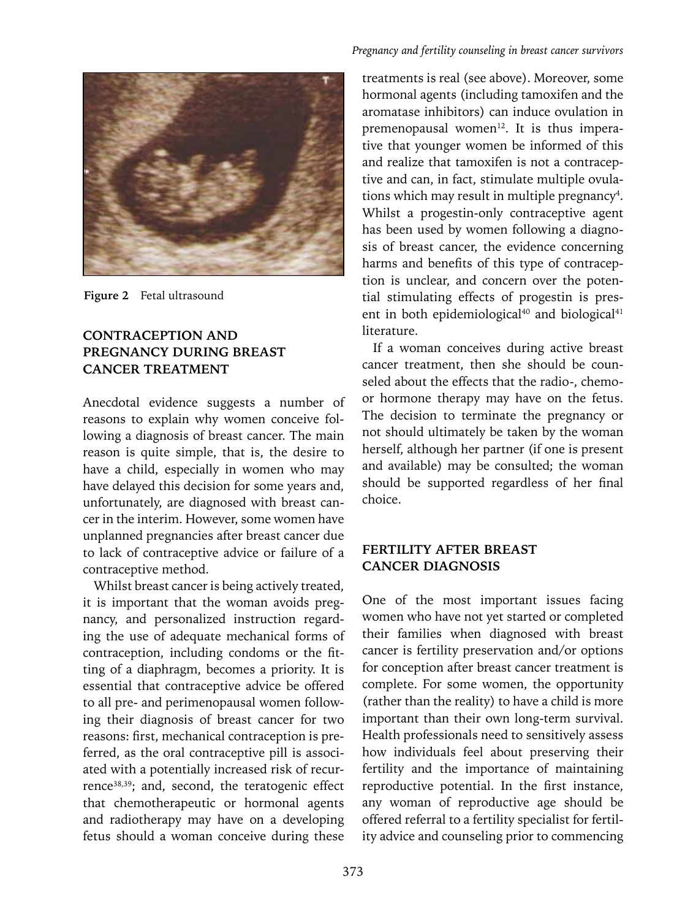Figure 2 Fetal ultrasound

## CONTRACEPTION AND PREGNANCY DURING BREAST CANCER TREATMENT

Anecdotal evidence suggests a number of reasons to explain why women conceive following a diagnosis of breast cancer. The main reason is quite simple, that is, the desire to have a child, especially in women who may have delayed this decision for some years and, unfortunately, are diagnosed with breast cancer in the interim. However, some women have unplanned pregnancies after breast cancer due to lack of contraceptive advice or failure of a contraceptive method.

Whilst breast cancer is being actively treated, it is important that the woman avoids pregnancy, and personalized instruction regarding the use of adequate mechanical forms of contraception, including condoms or the fitting of a diaphragm, becomes a priority. It is essential that contraceptive advice be offered to all pre- and perimenopausal women following their diagnosis of breast cancer for two reasons: first, mechanical contraception is preferred, as the oral contraceptive pill is associated with a potentially increased risk of recurrence[38,39]; and, second, the teratogenic effect that chemotherapeutic or hormonal agents and radiotherapy may have on a developing fetus should a woman conceive during these treatments is real (see above). Moreover, some hormonal agents (including tamoxifen and the aromatase inhibitors) can induce ovulation in premenopausal women[12]. It is thus imperative that younger women be informed of this and realize that tamoxifen is not a contraceptive and can, in fact, stimulate multiple ovulations which may result in multiple pregnancy[4]. Whilst a progestin-only contraceptive agent has been used by women following a diagnosis of breast cancer, the evidence concerning harms and benefits of this type of contraception is unclear, and concern over the potential stimulating effects of progestin is present in both epidemiological[40] and biological[41] literature.

If a woman conceives during active breast cancer treatment, then she should be counseled about the effects that the radio-, chemo- or hormone therapy may have on the fetus. The decision to terminate the pregnancy or not should ultimately be taken by the woman herself, although her partner (if one is present and available) may be consulted; the woman should be supported regardless of her final choice.

## FERTILITY AFTER BREAST CANCER DIAGNOSIS

One of the most important issues facing women who have not yet started or completed their families when diagnosed with breast cancer is fertility preservation and/or options for conception after breast cancer treatment is complete. For some women, the opportunity (rather than the reality) to have a child is more important than their own long-term survival. Health professionals need to sensitively assess how individuals feel about preserving their fertility and the importance of maintaining reproductive potential. In the first instance, any woman of reproductive age should be offered referral to a fertility specialist for fertility advice and counseling prior to commencing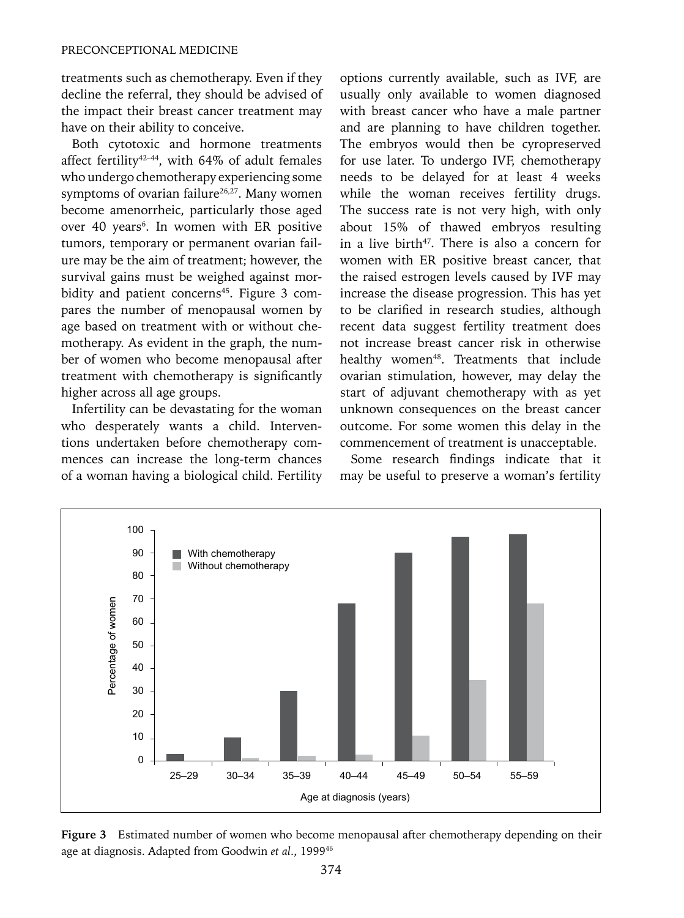treatments such as chemotherapy. Even if they decline the referral, they should be advised of the impact their breast cancer treatment may have on their ability to conceive.

Both cytotoxic and hormone treatments affect fertility[42–44], with 64% of adult females who undergo chemotherapy experiencing some symptoms of ovarian failure[26,27]. Many women become amenorrheic, particularly those aged over 40 years[6]. In women with ER positive tumors, temporary or permanent ovarian failure may be the aim of treatment; however, the survival gains must be weighed against morbidity and patient concerns[45]. Figure 3 compares the number of menopausal women by age based on treatment with or without chemotherapy. As evident in the graph, the number of women who become menopausal after treatment with chemotherapy is significantly higher across all age groups.

Infertility can be devastating for the woman who desperately wants a child. Interventions undertaken before chemotherapy commences can increase the long-term chances of a woman having a biological child. Fertility options currently available, such as IVF, are usually only available to women diagnosed with breast cancer who have a male partner and are planning to have children together. The embryos would then be cyropreserved for use later. To undergo IVF, chemotherapy needs to be delayed for at least 4 weeks while the woman receives fertility drugs. The success rate is not very high, with only about 15% of thawed embryos resulting in a live birth[47]. There is also a concern for women with ER positive breast cancer, that the raised estrogen levels caused by IVF may increase the disease progression. This has yet to be clarified in research studies, although recent data suggest fertility treatment does not increase breast cancer risk in otherwise healthy women[48]. Treatments that include ovarian stimulation, however, may delay the start of adjuvant chemotherapy with as yet unknown consequences on the breast cancer outcome. For some women this delay in the commencement of treatment is unacceptable.

Some research findings indicate that it may be useful to preserve a woman's fertility

**Figure 3** Estimated number of women who become menopausal after chemotherapy depending on their age at diagnosis. Adapted from Goodwin *et al*., 1999[46]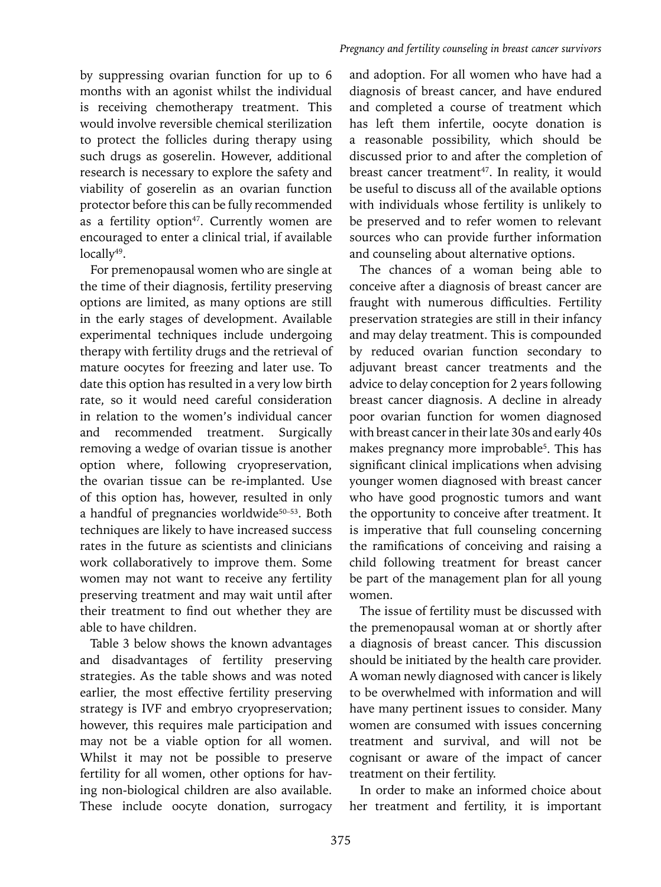by suppressing ovarian function for up to 6 months with an agonist whilst the individual is receiving chemotherapy treatment. This would involve reversible chemical sterilization to protect the follicles during therapy using such drugs as goserelin. However, additional research is necessary to explore the safety and viability of goserelin as an ovarian function protector before this can be fully recommended as a fertility option[47]. Currently women are encouraged to enter a clinical trial, if available locally[49].

For premenopausal women who are single at the time of their diagnosis, fertility preserving options are limited, as many options are still in the early stages of development. Available experimental techniques include undergoing therapy with fertility drugs and the retrieval of mature oocytes for freezing and later use. To date this option has resulted in a very low birth rate, so it would need careful consideration in relation to the women's individual cancer and recommended treatment. Surgically removing a wedge of ovarian tissue is another option where, following cryopreservation, the ovarian tissue can be re-implanted. Use of this option has, however, resulted in only a handful of pregnancies worldwide[50–53]. Both techniques are likely to have increased success rates in the future as scientists and clinicians work collaboratively to improve them. Some women may not want to receive any fertility preserving treatment and may wait until after their treatment to find out whether they are able to have children.

Table 3 below shows the known advantages and disadvantages of fertility preserving strategies. As the table shows and was noted earlier, the most effective fertility preserving strategy is IVF and embryo cryopreservation; however, this requires male participation and may not be a viable option for all women. Whilst it may not be possible to preserve fertility for all women, other options for having non-biological children are also available. These include oocyte donation, surrogacy and adoption. For all women who have had a diagnosis of breast cancer, and have endured and completed a course of treatment which has left them infertile, oocyte donation is a reasonable possibility, which should be discussed prior to and after the completion of breast cancer treatment[47]. In reality, it would be useful to discuss all of the available options with individuals whose fertility is unlikely to be preserved and to refer women to relevant sources who can provide further information and counseling about alternative options.

The chances of a woman being able to conceive after a diagnosis of breast cancer are fraught with numerous difficulties. Fertility preservation strategies are still in their infancy and may delay treatment. This is compounded by reduced ovarian function secondary to adjuvant breast cancer treatments and the advice to delay conception for 2 years following breast cancer diagnosis. A decline in already poor ovarian function for women diagnosed with breast cancer in their late 30s and early 40s makes pregnancy more improbable[5]. This has significant clinical implications when advising younger women diagnosed with breast cancer who have good prognostic tumors and want the opportunity to conceive after treatment. It is imperative that full counseling concerning the ramifications of conceiving and raising a child following treatment for breast cancer be part of the management plan for all young women.

The issue of fertility must be discussed with the premenopausal woman at or shortly after a diagnosis of breast cancer. This discussion should be initiated by the health care provider. A woman newly diagnosed with cancer is likely to be overwhelmed with information and will have many pertinent issues to consider. Many women are consumed with issues concerning treatment and survival, and will not be cognisant or aware of the impact of cancer treatment on their fertility.

In order to make an informed choice about her treatment and fertility, it is important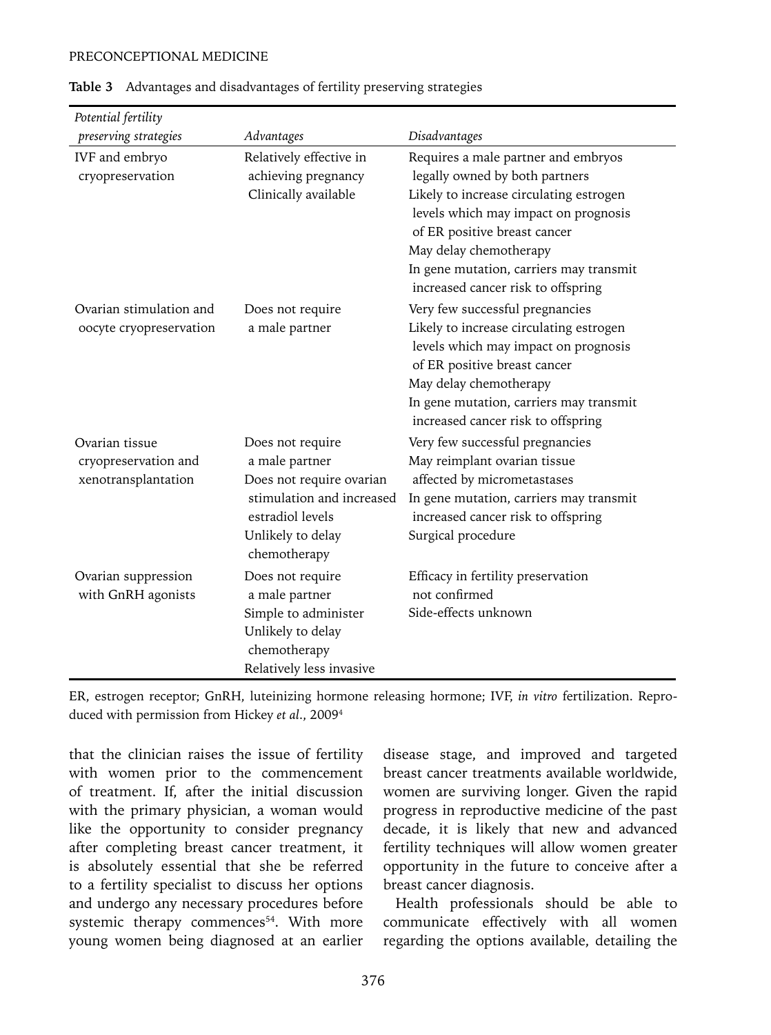**Table 3** Advantages and disadvantages of fertility preserving strategies

| *Potential fertility preserving strategies* | *Advantages* | *Disadvantages* |
|---|---|---|
| IVF and embryo cryopreservation | Relatively effective in achieving pregnancy<br>Clinically available | Requires a male partner and embryos legally owned by both partners<br>Likely to increase circulating estrogen levels which may impact on prognosis of ER positive breast cancer<br>May delay chemotherapy<br>In gene mutation, carriers may transmit increased cancer risk to offspring |
| Ovarian stimulation and oocyte cryopreservation | Does not require a male partner | Very few successful pregnancies<br>Likely to increase circulating estrogen levels which may impact on prognosis of ER positive breast cancer<br>May delay chemotherapy<br>In gene mutation, carriers may transmit increased cancer risk to offspring |
| Ovarian tissue cryopreservation and xenotransplantation | Does not require a male partner<br>Does not require ovarian stimulation and increased estradiol levels<br>Unlikely to delay chemotherapy | Very few successful pregnancies<br>May reimplant ovarian tissue affected by micrometastases<br>In gene mutation, carriers may transmit increased cancer risk to offspring<br>Surgical procedure |
| Ovarian suppression with GnRH agonists | Does not require a male partner<br>Simple to administer<br>Unlikely to delay chemotherapy<br>Relatively less invasive | Efficacy in fertility preservation not confirmed<br>Side-effects unknown |

ER, estrogen receptor; GnRH, luteinizing hormone releasing hormone; IVF, *in vitro* fertilization. Reproduced with permission from Hickey *et al*., 2009[4]

that the clinician raises the issue of fertility with women prior to the commencement of treatment. If, after the initial discussion with the primary physician, a woman would like the opportunity to consider pregnancy after completing breast cancer treatment, it is absolutely essential that she be referred to a fertility specialist to discuss her options and undergo any necessary procedures before systemic therapy commences[54]. With more young women being diagnosed at an earlier disease stage, and improved and targeted breast cancer treatments available worldwide, women are surviving longer. Given the rapid progress in reproductive medicine of the past decade, it is likely that new and advanced fertility techniques will allow women greater opportunity in the future to conceive after a breast cancer diagnosis.

Health professionals should be able to communicate effectively with all women regarding the options available, detailing the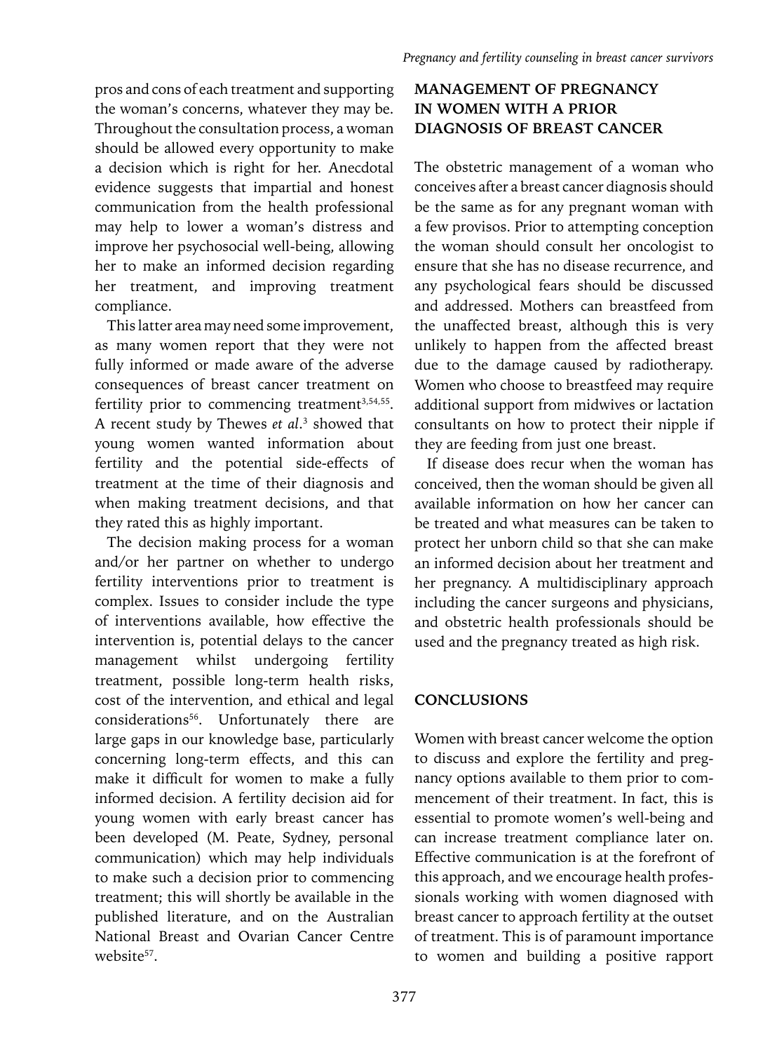pros and cons of each treatment and supporting the woman's concerns, whatever they may be. Throughout the consultation process, a woman should be allowed every opportunity to make a decision which is right for her. Anecdotal evidence suggests that impartial and honest communication from the health professional may help to lower a woman's distress and improve her psychosocial well-being, allowing her to make an informed decision regarding her treatment, and improving treatment compliance.

This latter area may need some improvement, as many women report that they were not fully informed or made aware of the adverse consequences of breast cancer treatment on fertility prior to commencing treatment[3,54,55]. A recent study by Thewes *et al*.[3] showed that young women wanted information about fertility and the potential side-effects of treatment at the time of their diagnosis and when making treatment decisions, and that they rated this as highly important.

The decision making process for a woman and/or her partner on whether to undergo fertility interventions prior to treatment is complex. Issues to consider include the type of interventions available, how effective the intervention is, potential delays to the cancer management whilst undergoing fertility treatment, possible long-term health risks, cost of the intervention, and ethical and legal considerations[56]. Unfortunately there are large gaps in our knowledge base, particularly concerning long-term effects, and this can make it difficult for women to make a fully informed decision. A fertility decision aid for young women with early breast cancer has been developed (M. Peate, Sydney, personal communication) which may help individuals to make such a decision prior to commencing treatment; this will shortly be available in the published literature, and on the Australian National Breast and Ovarian Cancer Centre website[57].

## MANAGEMENT OF PREGNANCY IN WOMEN WITH A PRIOR DIAGNOSIS OF BREAST CANCER

The obstetric management of a woman who conceives after a breast cancer diagnosis should be the same as for any pregnant woman with a few provisos. Prior to attempting conception the woman should consult her oncologist to ensure that she has no disease recurrence, and any psychological fears should be discussed and addressed. Mothers can breastfeed from the unaffected breast, although this is very unlikely to happen from the affected breast due to the damage caused by radiotherapy. Women who choose to breastfeed may require additional support from midwives or lactation consultants on how to protect their nipple if they are feeding from just one breast.

If disease does recur when the woman has conceived, then the woman should be given all available information on how her cancer can be treated and what measures can be taken to protect her unborn child so that she can make an informed decision about her treatment and her pregnancy. A multidisciplinary approach including the cancer surgeons and physicians, and obstetric health professionals should be used and the pregnancy treated as high risk.

## CONCLUSIONS

Women with breast cancer welcome the option to discuss and explore the fertility and pregnancy options available to them prior to commencement of their treatment. In fact, this is essential to promote women's well-being and can increase treatment compliance later on. Effective communication is at the forefront of this approach, and we encourage health professionals working with women diagnosed with breast cancer to approach fertility at the outset of treatment. This is of paramount importance to women and building a positive rapport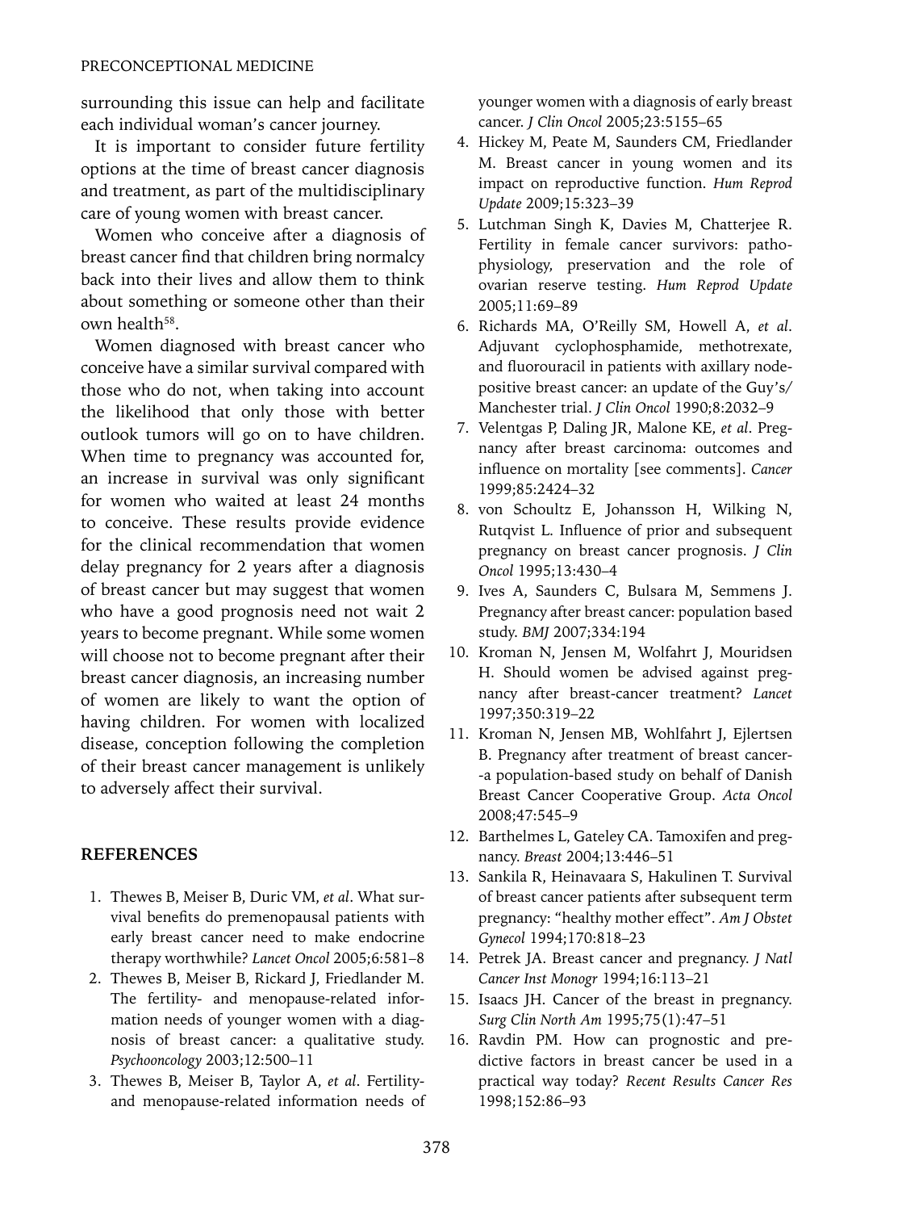surrounding this issue can help and facilitate each individual woman's cancer journey.

It is important to consider future fertility options at the time of breast cancer diagnosis and treatment, as part of the multidisciplinary care of young women with breast cancer.

Women who conceive after a diagnosis of breast cancer find that children bring normalcy back into their lives and allow them to think about something or someone other than their own health[58].

Women diagnosed with breast cancer who conceive have a similar survival compared with those who do not, when taking into account the likelihood that only those with better outlook tumors will go on to have children. When time to pregnancy was accounted for, an increase in survival was only significant for women who waited at least 24 months to conceive. These results provide evidence for the clinical recommendation that women delay pregnancy for 2 years after a diagnosis of breast cancer but may suggest that women who have a good prognosis need not wait 2 years to become pregnant. While some women will choose not to become pregnant after their breast cancer diagnosis, an increasing number of women are likely to want the option of having children. For women with localized disease, conception following the completion of their breast cancer management is unlikely to adversely affect their survival.

## REFERENCES

1. Thewes B, Meiser B, Duric VM, *et al*. What survival benefits do premenopausal patients with early breast cancer need to make endocrine therapy worthwhile? *Lancet Oncol* 2005;6:581–8
2. Thewes B, Meiser B, Rickard J, Friedlander M. The fertility- and menopause-related information needs of younger women with a diagnosis of breast cancer: a qualitative study. *Psychooncology* 2003;12:500–11
3. Thewes B, Meiser B, Taylor A, *et al*. Fertility- and menopause-related information needs of younger women with a diagnosis of early breast cancer. *J Clin Oncol* 2005;23:5155–65
4. Hickey M, Peate M, Saunders CM, Friedlander M. Breast cancer in young women and its impact on reproductive function. *Hum Reprod Update* 2009;15:323–39
5. Lutchman Singh K, Davies M, Chatterjee R. Fertility in female cancer survivors: pathophysiology, preservation and the role of ovarian reserve testing. *Hum Reprod Update* 2005;11:69–89
6. Richards MA, O'Reilly SM, Howell A, *et al*. Adjuvant cyclophosphamide, methotrexate, and fluorouracil in patients with axillary node-positive breast cancer: an update of the Guy's/Manchester trial. *J Clin Oncol* 1990;8:2032–9
7. Velentgas P, Daling JR, Malone KE, *et al*. Pregnancy after breast carcinoma: outcomes and influence on mortality [see comments]. *Cancer* 1999;85:2424–32
8. von Schoultz E, Johansson H, Wilking N, Rutqvist L. Influence of prior and subsequent pregnancy on breast cancer prognosis. *J Clin Oncol* 1995;13:430–4
9. Ives A, Saunders C, Bulsara M, Semmens J. Pregnancy after breast cancer: population based study. *BMJ* 2007;334:194
10. Kroman N, Jensen M, Wolfahrt J, Mouridsen H. Should women be advised against pregnancy after breast-cancer treatment? *Lancet* 1997;350:319–22
11. Kroman N, Jensen MB, Wohlfahrt J, Ejlertsen B. Pregnancy after treatment of breast cancer--a population-based study on behalf of Danish Breast Cancer Cooperative Group. *Acta Oncol* 2008;47:545–9
12. Barthelmes L, Gateley CA. Tamoxifen and pregnancy. *Breast* 2004;13:446–51
13. Sankila R, Heinavaara S, Hakulinen T. Survival of breast cancer patients after subsequent term pregnancy: "healthy mother effect". *Am J Obstet Gynecol* 1994;170:818–23
14. Petrek JA. Breast cancer and pregnancy. *J Natl Cancer Inst Monogr* 1994;16:113–21
15. Isaacs JH. Cancer of the breast in pregnancy. *Surg Clin North Am* 1995;75(1):47–51
16. Ravdin PM. How can prognostic and predictive factors in breast cancer be used in a practical way today? *Recent Results Cancer Res* 1998;152:86–93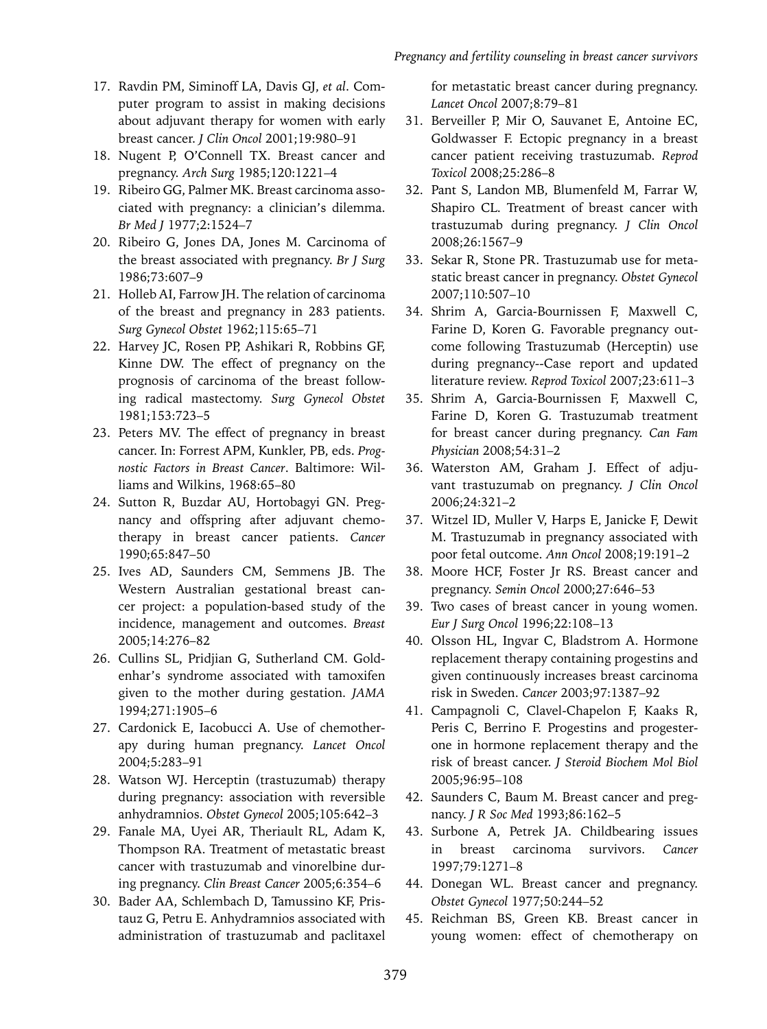17. Ravdin PM, Siminoff LA, Davis GJ, *et al*. Computer program to assist in making decisions about adjuvant therapy for women with early breast cancer. *J Clin Oncol* 2001;19:980–91
18. Nugent P, O'Connell TX. Breast cancer and pregnancy. *Arch Surg* 1985;120:1221–4
19. Ribeiro GG, Palmer MK. Breast carcinoma associated with pregnancy: a clinician's dilemma. *Br Med J* 1977;2:1524–7
20. Ribeiro G, Jones DA, Jones M. Carcinoma of the breast associated with pregnancy. *Br J Surg* 1986;73:607–9
21. Holleb AI, Farrow JH. The relation of carcinoma of the breast and pregnancy in 283 patients. *Surg Gynecol Obstet* 1962;115:65–71
22. Harvey JC, Rosen PP, Ashikari R, Robbins GF, Kinne DW. The effect of pregnancy on the prognosis of carcinoma of the breast following radical mastectomy. *Surg Gynecol Obstet* 1981;153:723–5
23. Peters MV. The effect of pregnancy in breast cancer. In: Forrest APM, Kunkler, PB, eds. *Prognostic Factors in Breast Cancer*. Baltimore: Williams and Wilkins, 1968:65–80
24. Sutton R, Buzdar AU, Hortobagyi GN. Pregnancy and offspring after adjuvant chemotherapy in breast cancer patients. *Cancer* 1990;65:847–50
25. Ives AD, Saunders CM, Semmens JB. The Western Australian gestational breast cancer project: a population-based study of the incidence, management and outcomes. *Breast* 2005;14:276–82
26. Cullins SL, Pridjian G, Sutherland CM. Goldenhar's syndrome associated with tamoxifen given to the mother during gestation. *JAMA* 1994;271:1905–6
27. Cardonick E, Iacobucci A. Use of chemotherapy during human pregnancy. *Lancet Oncol* 2004;5:283–91
28. Watson WJ. Herceptin (trastuzumab) therapy during pregnancy: association with reversible anhydramnios. *Obstet Gynecol* 2005;105:642–3
29. Fanale MA, Uyei AR, Theriault RL, Adam K, Thompson RA. Treatment of metastatic breast cancer with trastuzumab and vinorelbine during pregnancy. *Clin Breast Cancer* 2005;6:354–6
30. Bader AA, Schlembach D, Tamussino KF, Pristauz G, Petru E. Anhydramnios associated with administration of trastuzumab and paclitaxel for metastatic breast cancer during pregnancy. *Lancet Oncol* 2007;8:79–81
31. Berveiller P, Mir O, Sauvanet E, Antoine EC, Goldwasser F. Ectopic pregnancy in a breast cancer patient receiving trastuzumab. *Reprod Toxicol* 2008;25:286–8
32. Pant S, Landon MB, Blumenfeld M, Farrar W, Shapiro CL. Treatment of breast cancer with trastuzumab during pregnancy. *J Clin Oncol* 2008;26:1567–9
33. Sekar R, Stone PR. Trastuzumab use for metastatic breast cancer in pregnancy. *Obstet Gynecol* 2007;110:507–10
34. Shrim A, Garcia-Bournissen F, Maxwell C, Farine D, Koren G. Favorable pregnancy outcome following Trastuzumab (Herceptin) use during pregnancy--Case report and updated literature review. *Reprod Toxicol* 2007;23:611–3
35. Shrim A, Garcia-Bournissen F, Maxwell C, Farine D, Koren G. Trastuzumab treatment for breast cancer during pregnancy. *Can Fam Physician* 2008;54:31–2
36. Waterston AM, Graham J. Effect of adjuvant trastuzumab on pregnancy. *J Clin Oncol* 2006;24:321–2
37. Witzel ID, Muller V, Harps E, Janicke F, Dewit M. Trastuzumab in pregnancy associated with poor fetal outcome. *Ann Oncol* 2008;19:191–2
38. Moore HCF, Foster Jr RS. Breast cancer and pregnancy. *Semin Oncol* 2000;27:646–53
39. Two cases of breast cancer in young women. *Eur J Surg Oncol* 1996;22:108–13
40. Olsson HL, Ingvar C, Bladstrom A. Hormone replacement therapy containing progestins and given continuously increases breast carcinoma risk in Sweden. *Cancer* 2003;97:1387–92
41. Campagnoli C, Clavel-Chapelon F, Kaaks R, Peris C, Berrino F. Progestins and progesterone in hormone replacement therapy and the risk of breast cancer. *J Steroid Biochem Mol Biol* 2005;96:95–108
42. Saunders C, Baum M. Breast cancer and pregnancy. *J R Soc Med* 1993;86:162–5
43. Surbone A, Petrek JA. Childbearing issues in breast carcinoma survivors. *Cancer* 1997;79:1271–8
44. Donegan WL. Breast cancer and pregnancy. *Obstet Gynecol* 1977;50:244–52
45. Reichman BS, Green KB. Breast cancer in young women: effect of chemotherapy on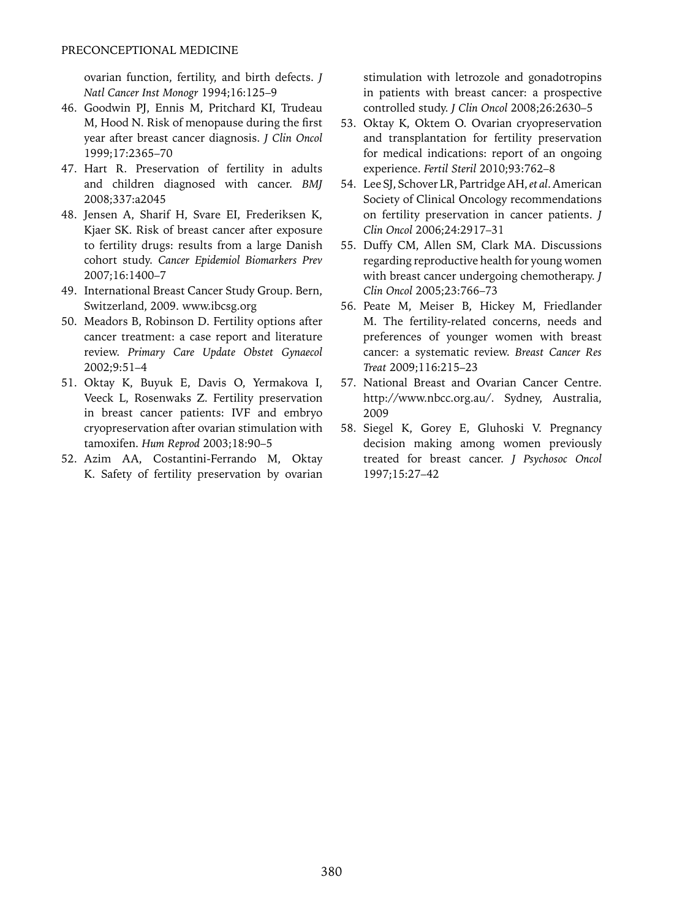ovarian function, fertility, and birth defects. *J Natl Cancer Inst Monogr* 1994;16:125–9

46. Goodwin PJ, Ennis M, Pritchard KI, Trudeau M, Hood N. Risk of menopause during the first year after breast cancer diagnosis. *J Clin Oncol* 1999;17:2365–70
47. Hart R. Preservation of fertility in adults and children diagnosed with cancer. *BMJ* 2008;337:a2045
48. Jensen A, Sharif H, Svare EI, Frederiksen K, Kjaer SK. Risk of breast cancer after exposure to fertility drugs: results from a large Danish cohort study. *Cancer Epidemiol Biomarkers Prev* 2007;16:1400–7
49. International Breast Cancer Study Group. Bern, Switzerland, 2009. www.ibcsg.org
50. Meadors B, Robinson D. Fertility options after cancer treatment: a case report and literature review. *Primary Care Update Obstet Gynaecol* 2002;9:51–4
51. Oktay K, Buyuk E, Davis O, Yermakova I, Veeck L, Rosenwaks Z. Fertility preservation in breast cancer patients: IVF and embryo cryopreservation after ovarian stimulation with tamoxifen. *Hum Reprod* 2003;18:90–5
52. Azim AA, Costantini-Ferrando M, Oktay K. Safety of fertility preservation by ovarian stimulation with letrozole and gonadotropins in patients with breast cancer: a prospective controlled study. *J Clin Oncol* 2008;26:2630–5
53. Oktay K, Oktem O. Ovarian cryopreservation and transplantation for fertility preservation for medical indications: report of an ongoing experience. *Fertil Steril* 2010;93:762–8
54. Lee SJ, Schover LR, Partridge AH, *et al*. American Society of Clinical Oncology recommendations on fertility preservation in cancer patients. *J Clin Oncol* 2006;24:2917–31
55. Duffy CM, Allen SM, Clark MA. Discussions regarding reproductive health for young women with breast cancer undergoing chemotherapy. *J Clin Oncol* 2005;23:766–73
56. Peate M, Meiser B, Hickey M, Friedlander M. The fertility-related concerns, needs and preferences of younger women with breast cancer: a systematic review. *Breast Cancer Res Treat* 2009;116:215–23
57. National Breast and Ovarian Cancer Centre. http://www.nbcc.org.au/. Sydney, Australia, 2009
58. Siegel K, Gorey E, Gluhoski V. Pregnancy decision making among women previously treated for breast cancer. *J Psychosoc Oncol* 1997;15:27–42